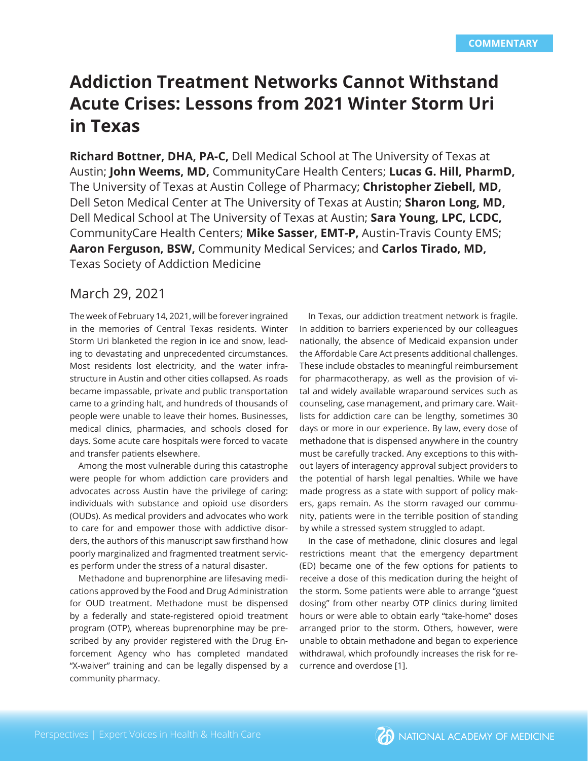COMMENTARY

# Addiction Treatment Networks Cannot Withstand Acute Crises: Lessons from 2021 Winter Storm Uri in Texas

**Richard Bottner, DHA, PA-C,** Dell Medical School at The University of Texas at Austin; **John Weems, MD,** CommunityCare Health Centers; **Lucas G. Hill, PharmD,** The University of Texas at Austin College of Pharmacy; **Christopher Ziebell, MD,** Dell Seton Medical Center at The University of Texas at Austin; **Sharon Long, MD,** Dell Medical School at The University of Texas at Austin; **Sara Young, LPC, LCDC,** CommunityCare Health Centers; **Mike Sasser, EMT-P,** Austin-Travis County EMS; **Aaron Ferguson, BSW,** Community Medical Services; and **Carlos Tirado, MD,** Texas Society of Addiction Medicine

March 29, 2021

The week of February 14, 2021, will be forever ingrained in the memories of Central Texas residents. Winter Storm Uri blanketed the region in ice and snow, leading to devastating and unprecedented circumstances. Most residents lost electricity, and the water infrastructure in Austin and other cities collapsed. As roads became impassable, private and public transportation came to a grinding halt, and hundreds of thousands of people were unable to leave their homes. Businesses, medical clinics, pharmacies, and schools closed for days. Some acute care hospitals were forced to vacate and transfer patients elsewhere.

Among the most vulnerable during this catastrophe were people for whom addiction care providers and advocates across Austin have the privilege of caring: individuals with substance and opioid use disorders (OUDs). As medical providers and advocates who work to care for and empower those with addictive disorders, the authors of this manuscript saw firsthand how poorly marginalized and fragmented treatment services perform under the stress of a natural disaster.

Methadone and buprenorphine are lifesaving medications approved by the Food and Drug Administration for OUD treatment. Methadone must be dispensed by a federally and state-registered opioid treatment program (OTP), whereas buprenorphine may be prescribed by any provider registered with the Drug Enforcement Agency who has completed mandated "X-waiver" training and can be legally dispensed by a community pharmacy.

In Texas, our addiction treatment network is fragile. In addition to barriers experienced by our colleagues nationally, the absence of Medicaid expansion under the Affordable Care Act presents additional challenges. These include obstacles to meaningful reimbursement for pharmacotherapy, as well as the provision of vital and widely available wraparound services such as counseling, case management, and primary care. Waitlists for addiction care can be lengthy, sometimes 30 days or more in our experience. By law, every dose of methadone that is dispensed anywhere in the country must be carefully tracked. Any exceptions to this without layers of interagency approval subject providers to the potential of harsh legal penalties. While we have made progress as a state with support of policy makers, gaps remain. As the storm ravaged our community, patients were in the terrible position of standing by while a stressed system struggled to adapt.

In the case of methadone, clinic closures and legal restrictions meant that the emergency department (ED) became one of the few options for patients to receive a dose of this medication during the height of the storm. Some patients were able to arrange "guest dosing" from other nearby OTP clinics during limited hours or were able to obtain early "take-home" doses arranged prior to the storm. Others, however, were unable to obtain methadone and began to experience withdrawal, which profoundly increases the risk for recurrence and overdose [1].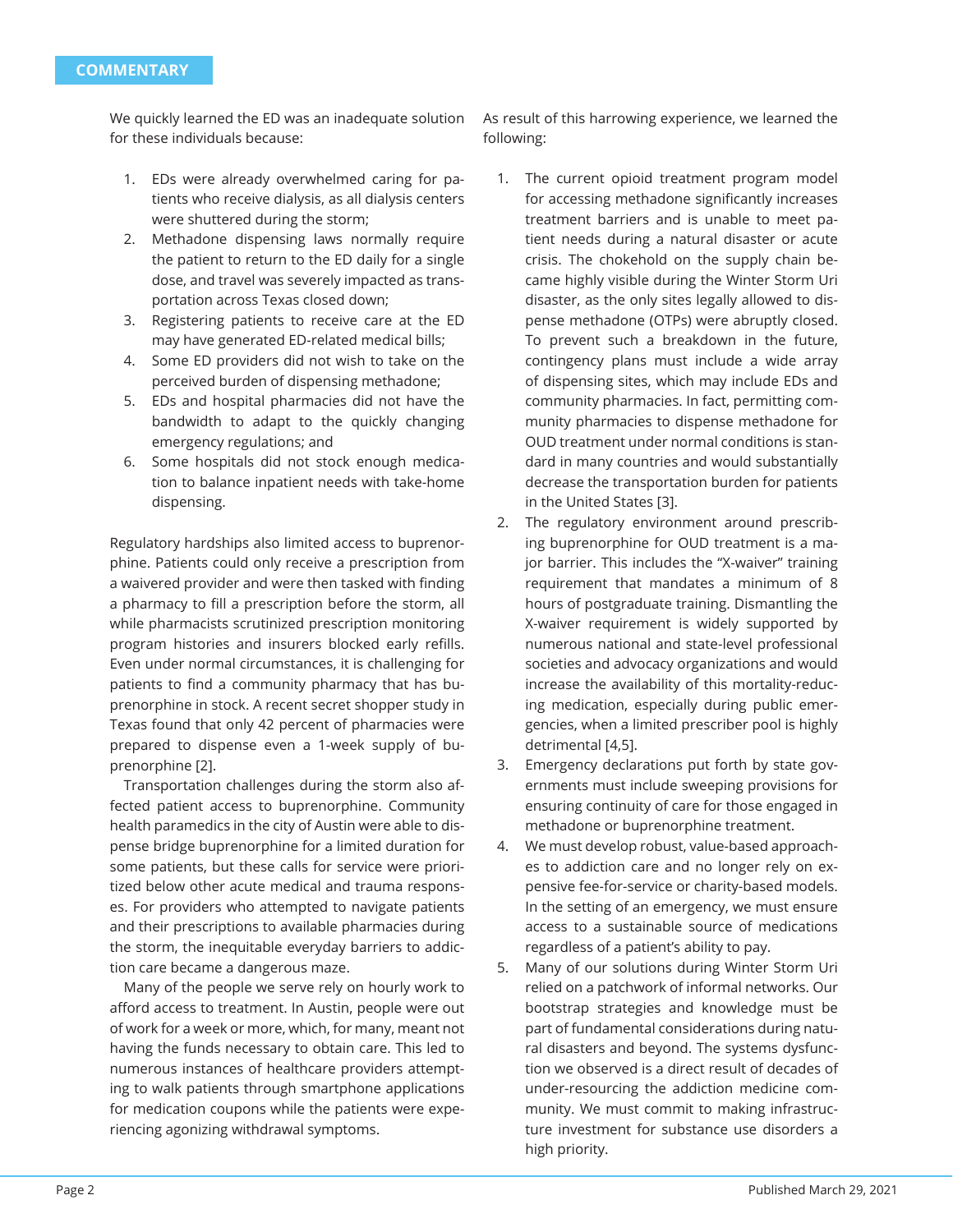We quickly learned the ED was an inadequate solution for these individuals because:

1. EDs were already overwhelmed caring for patients who receive dialysis, as all dialysis centers were shuttered during the storm;
2. Methadone dispensing laws normally require the patient to return to the ED daily for a single dose, and travel was severely impacted as transportation across Texas closed down;
3. Registering patients to receive care at the ED may have generated ED-related medical bills;
4. Some ED providers did not wish to take on the perceived burden of dispensing methadone;
5. EDs and hospital pharmacies did not have the bandwidth to adapt to the quickly changing emergency regulations; and
6. Some hospitals did not stock enough medication to balance inpatient needs with take-home dispensing.

Regulatory hardships also limited access to buprenorphine. Patients could only receive a prescription from a waivered provider and were then tasked with finding a pharmacy to fill a prescription before the storm, all while pharmacists scrutinized prescription monitoring program histories and insurers blocked early refills. Even under normal circumstances, it is challenging for patients to find a community pharmacy that has buprenorphine in stock. A recent secret shopper study in Texas found that only 42 percent of pharmacies were prepared to dispense even a 1-week supply of buprenorphine [2].

Transportation challenges during the storm also affected patient access to buprenorphine. Community health paramedics in the city of Austin were able to dispense bridge buprenorphine for a limited duration for some patients, but these calls for service were prioritized below other acute medical and trauma responses. For providers who attempted to navigate patients and their prescriptions to available pharmacies during the storm, the inequitable everyday barriers to addiction care became a dangerous maze.

Many of the people we serve rely on hourly work to afford access to treatment. In Austin, people were out of work for a week or more, which, for many, meant not having the funds necessary to obtain care. This led to numerous instances of healthcare providers attempting to walk patients through smartphone applications for medication coupons while the patients were experiencing agonizing withdrawal symptoms.

As result of this harrowing experience, we learned the following:

1. The current opioid treatment program model for accessing methadone significantly increases treatment barriers and is unable to meet patient needs during a natural disaster or acute crisis. The chokehold on the supply chain became highly visible during the Winter Storm Uri disaster, as the only sites legally allowed to dispense methadone (OTPs) were abruptly closed. To prevent such a breakdown in the future, contingency plans must include a wide array of dispensing sites, which may include EDs and community pharmacies. In fact, permitting community pharmacies to dispense methadone for OUD treatment under normal conditions is standard in many countries and would substantially decrease the transportation burden for patients in the United States [3].
2. The regulatory environment around prescribing buprenorphine for OUD treatment is a major barrier. This includes the "X-waiver" training requirement that mandates a minimum of 8 hours of postgraduate training. Dismantling the X-waiver requirement is widely supported by numerous national and state-level professional societies and advocacy organizations and would increase the availability of this mortality-reducing medication, especially during public emergencies, when a limited prescriber pool is highly detrimental [4,5].
3. Emergency declarations put forth by state governments must include sweeping provisions for ensuring continuity of care for those engaged in methadone or buprenorphine treatment.
4. We must develop robust, value-based approaches to addiction care and no longer rely on expensive fee-for-service or charity-based models. In the setting of an emergency, we must ensure access to a sustainable source of medications regardless of a patient's ability to pay.
5. Many of our solutions during Winter Storm Uri relied on a patchwork of informal networks. Our bootstrap strategies and knowledge must be part of fundamental considerations during natural disasters and beyond. The systems dysfunction we observed is a direct result of decades of under-resourcing the addiction medicine community. We must commit to making infrastructure investment for substance use disorders a high priority.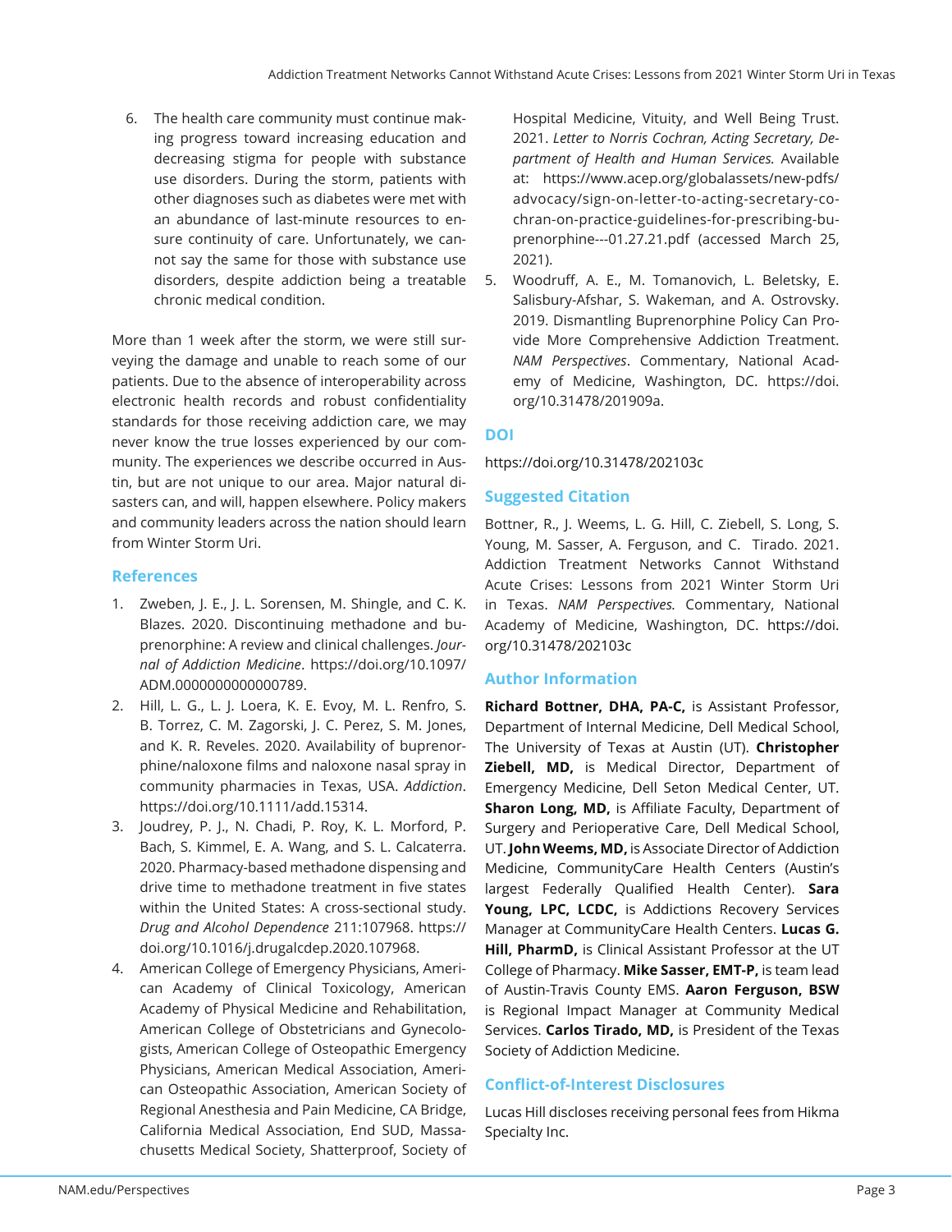6. The health care community must continue making progress toward increasing education and decreasing stigma for people with substance use disorders. During the storm, patients with other diagnoses such as diabetes were met with an abundance of last-minute resources to ensure continuity of care. Unfortunately, we cannot say the same for those with substance use disorders, despite addiction being a treatable chronic medical condition.

More than 1 week after the storm, we were still surveying the damage and unable to reach some of our patients. Due to the absence of interoperability across electronic health records and robust confidentiality standards for those receiving addiction care, we may never know the true losses experienced by our community. The experiences we describe occurred in Austin, but are not unique to our area. Major natural disasters can, and will, happen elsewhere. Policy makers and community leaders across the nation should learn from Winter Storm Uri.

## References

1. Zweben, J. E., J. L. Sorensen, M. Shingle, and C. K. Blazes. 2020. Discontinuing methadone and buprenorphine: A review and clinical challenges. *Journal of Addiction Medicine*. https://doi.org/10.1097/ADM.0000000000000789.
2. Hill, L. G., L. J. Loera, K. E. Evoy, M. L. Renfro, S. B. Torrez, C. M. Zagorski, J. C. Perez, S. M. Jones, and K. R. Reveles. 2020. Availability of buprenorphine/naloxone films and naloxone nasal spray in community pharmacies in Texas, USA. *Addiction*. https://doi.org/10.1111/add.15314.
3. Joudrey, P. J., N. Chadi, P. Roy, K. L. Morford, P. Bach, S. Kimmel, E. A. Wang, and S. L. Calcaterra. 2020. Pharmacy-based methadone dispensing and drive time to methadone treatment in five states within the United States: A cross-sectional study. *Drug and Alcohol Dependence* 211:107968. https://doi.org/10.1016/j.drugalcdep.2020.107968.
4. American College of Emergency Physicians, American Academy of Clinical Toxicology, American Academy of Physical Medicine and Rehabilitation, American College of Obstetricians and Gynecologists, American College of Osteopathic Emergency Physicians, American Medical Association, American Osteopathic Association, American Society of Regional Anesthesia and Pain Medicine, CA Bridge, California Medical Association, End SUD, Massachusetts Medical Society, Shatterproof, Society of Hospital Medicine, Vituity, and Well Being Trust. 2021. *Letter to Norris Cochran, Acting Secretary, Department of Health and Human Services.* Available at: https://www.acep.org/globalassets/new-pdfs/advocacy/sign-on-letter-to-acting-secretary-cochran-on-practice-guidelines-for-prescribing-buprenorphine---01.27.21.pdf (accessed March 25, 2021).
5. Woodruff, A. E., M. Tomanovich, L. Beletsky, E. Salisbury-Afshar, S. Wakeman, and A. Ostrovsky. 2019. Dismantling Buprenorphine Policy Can Provide More Comprehensive Addiction Treatment. *NAM Perspectives*. Commentary, National Academy of Medicine, Washington, DC. https://doi.org/10.31478/201909a.

## DOI

https://doi.org/10.31478/202103c

## Suggested Citation

Bottner, R., J. Weems, L. G. Hill, C. Ziebell, S. Long, S. Young, M. Sasser, A. Ferguson, and C. Tirado. 2021. Addiction Treatment Networks Cannot Withstand Acute Crises: Lessons from 2021 Winter Storm Uri in Texas. *NAM Perspectives.* Commentary, National Academy of Medicine, Washington, DC. https://doi.org/10.31478/202103c

## Author Information

**Richard Bottner, DHA, PA-C,** is Assistant Professor, Department of Internal Medicine, Dell Medical School, The University of Texas at Austin (UT). **Christopher Ziebell, MD,** is Medical Director, Department of Emergency Medicine, Dell Seton Medical Center, UT. **Sharon Long, MD,** is Affiliate Faculty, Department of Surgery and Perioperative Care, Dell Medical School, UT. **John Weems, MD,** is Associate Director of Addiction Medicine, CommunityCare Health Centers (Austin's largest Federally Qualified Health Center). **Sara Young, LPC, LCDC,** is Addictions Recovery Services Manager at CommunityCare Health Centers. **Lucas G. Hill, PharmD,** is Clinical Assistant Professor at the UT College of Pharmacy. **Mike Sasser, EMT-P,** is team lead of Austin-Travis County EMS. **Aaron Ferguson, BSW** is Regional Impact Manager at Community Medical Services. **Carlos Tirado, MD,** is President of the Texas Society of Addiction Medicine.

## Conflict-of-Interest Disclosures

Lucas Hill discloses receiving personal fees from Hikma Specialty Inc.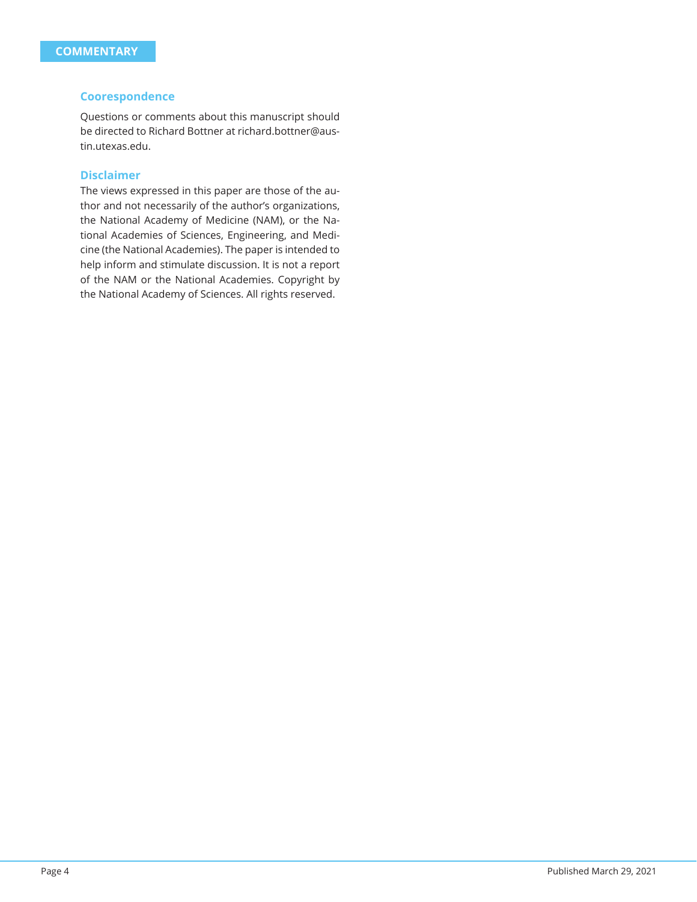## Coorespondence

Questions or comments about this manuscript should be directed to Richard Bottner at richard.bottner@austin.utexas.edu.

## Disclaimer

The views expressed in this paper are those of the author and not necessarily of the author's organizations, the National Academy of Medicine (NAM), or the National Academies of Sciences, Engineering, and Medicine (the National Academies). The paper is intended to help inform and stimulate discussion. It is not a report of the NAM or the National Academies. Copyright by the National Academy of Sciences. All rights reserved.